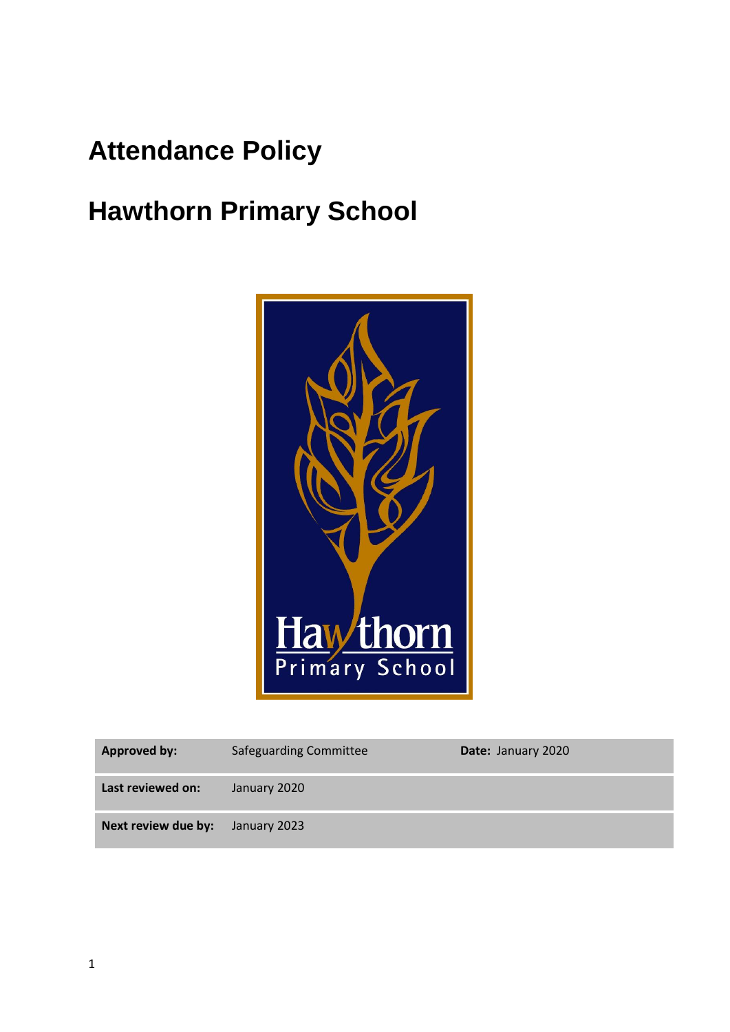# Attendance Policy

# Hawthorn Primary School

| | | |
|---|---|---|
| **Approved by:** | Safeguarding Committee | **Date:** January 2020 |
| **Last reviewed on:** | January 2020 | |
| **Next review due by:** | January 2023 | |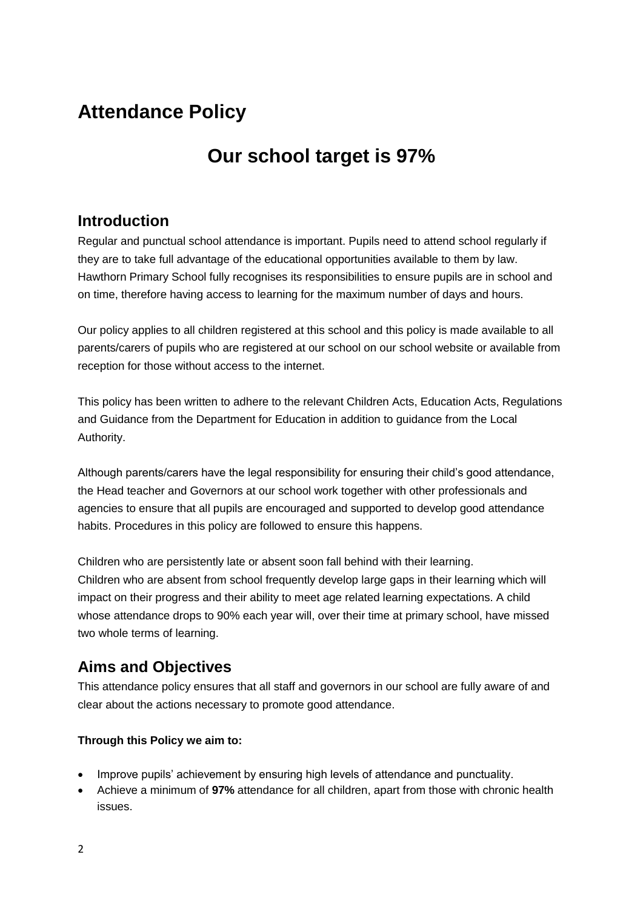# Attendance Policy

## Our school target is 97%

## Introduction

Regular and punctual school attendance is important. Pupils need to attend school regularly if they are to take full advantage of the educational opportunities available to them by law. Hawthorn Primary School fully recognises its responsibilities to ensure pupils are in school and on time, therefore having access to learning for the maximum number of days and hours.

Our policy applies to all children registered at this school and this policy is made available to all parents/carers of pupils who are registered at our school on our school website or available from reception for those without access to the internet.

This policy has been written to adhere to the relevant Children Acts, Education Acts, Regulations and Guidance from the Department for Education in addition to guidance from the Local Authority.

Although parents/carers have the legal responsibility for ensuring their child's good attendance, the Head teacher and Governors at our school work together with other professionals and agencies to ensure that all pupils are encouraged and supported to develop good attendance habits. Procedures in this policy are followed to ensure this happens.

Children who are persistently late or absent soon fall behind with their learning.
Children who are absent from school frequently develop large gaps in their learning which will impact on their progress and their ability to meet age related learning expectations. A child whose attendance drops to 90% each year will, over their time at primary school, have missed two whole terms of learning.

## Aims and Objectives

This attendance policy ensures that all staff and governors in our school are fully aware of and clear about the actions necessary to promote good attendance.

**Through this Policy we aim to:**

- Improve pupils' achievement by ensuring high levels of attendance and punctuality.
- Achieve a minimum of **97%** attendance for all children, apart from those with chronic health issues.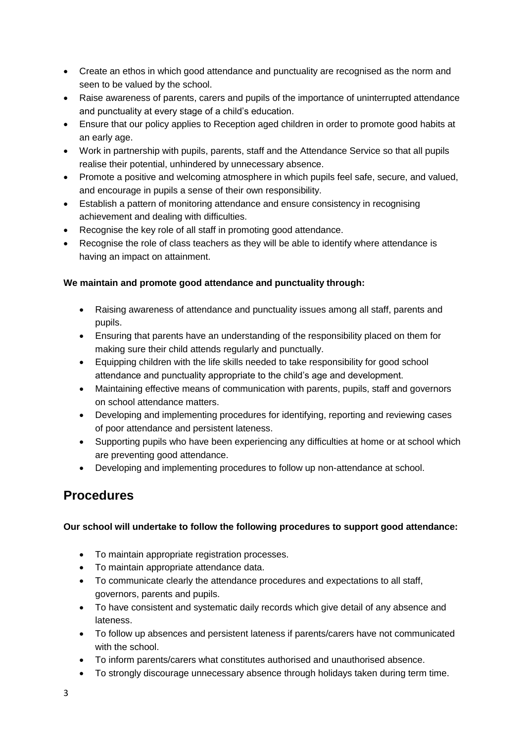- Create an ethos in which good attendance and punctuality are recognised as the norm and seen to be valued by the school.
- Raise awareness of parents, carers and pupils of the importance of uninterrupted attendance and punctuality at every stage of a child's education.
- Ensure that our policy applies to Reception aged children in order to promote good habits at an early age.
- Work in partnership with pupils, parents, staff and the Attendance Service so that all pupils realise their potential, unhindered by unnecessary absence.
- Promote a positive and welcoming atmosphere in which pupils feel safe, secure, and valued, and encourage in pupils a sense of their own responsibility.
- Establish a pattern of monitoring attendance and ensure consistency in recognising achievement and dealing with difficulties.
- Recognise the key role of all staff in promoting good attendance.
- Recognise the role of class teachers as they will be able to identify where attendance is having an impact on attainment.

**We maintain and promote good attendance and punctuality through:**

- Raising awareness of attendance and punctuality issues among all staff, parents and pupils.
- Ensuring that parents have an understanding of the responsibility placed on them for making sure their child attends regularly and punctually.
- Equipping children with the life skills needed to take responsibility for good school attendance and punctuality appropriate to the child's age and development.
- Maintaining effective means of communication with parents, pupils, staff and governors on school attendance matters.
- Developing and implementing procedures for identifying, reporting and reviewing cases of poor attendance and persistent lateness.
- Supporting pupils who have been experiencing any difficulties at home or at school which are preventing good attendance.
- Developing and implementing procedures to follow up non-attendance at school.

## Procedures

**Our school will undertake to follow the following procedures to support good attendance:**

- To maintain appropriate registration processes.
- To maintain appropriate attendance data.
- To communicate clearly the attendance procedures and expectations to all staff, governors, parents and pupils.
- To have consistent and systematic daily records which give detail of any absence and lateness.
- To follow up absences and persistent lateness if parents/carers have not communicated with the school.
- To inform parents/carers what constitutes authorised and unauthorised absence.
- To strongly discourage unnecessary absence through holidays taken during term time.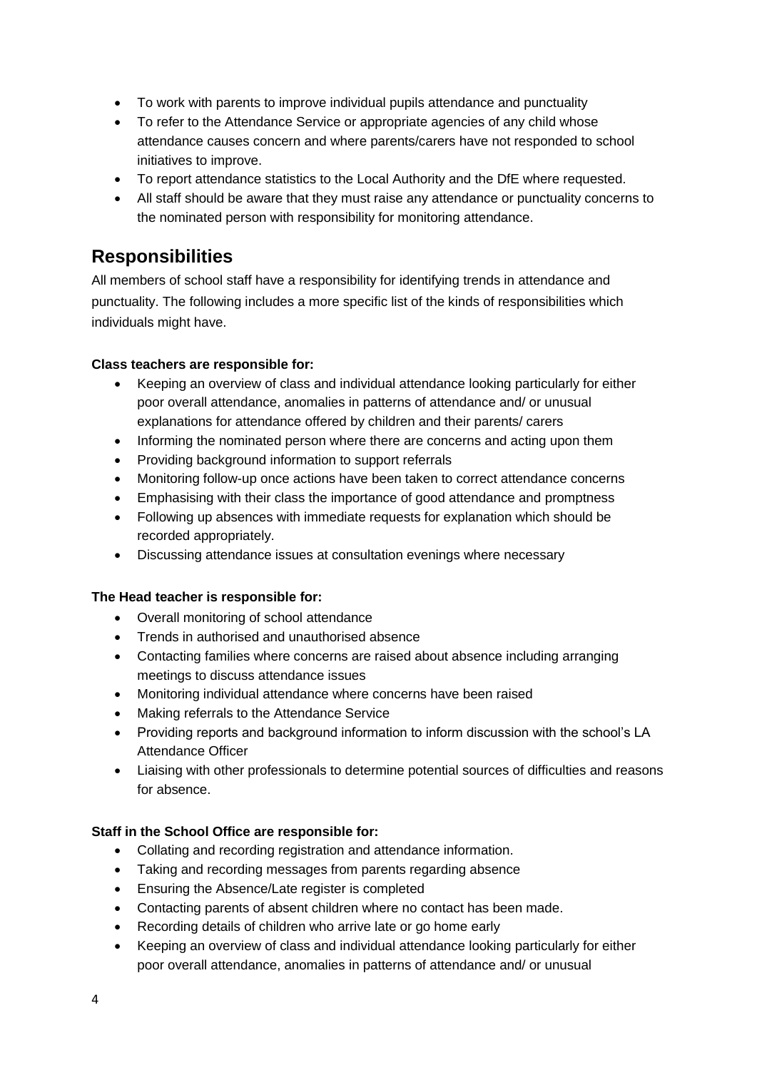- To work with parents to improve individual pupils attendance and punctuality
- To refer to the Attendance Service or appropriate agencies of any child whose attendance causes concern and where parents/carers have not responded to school initiatives to improve.
- To report attendance statistics to the Local Authority and the DfE where requested.
- All staff should be aware that they must raise any attendance or punctuality concerns to the nominated person with responsibility for monitoring attendance.

## Responsibilities

All members of school staff have a responsibility for identifying trends in attendance and punctuality. The following includes a more specific list of the kinds of responsibilities which individuals might have.

**Class teachers are responsible for:**

- Keeping an overview of class and individual attendance looking particularly for either poor overall attendance, anomalies in patterns of attendance and/ or unusual explanations for attendance offered by children and their parents/ carers
- Informing the nominated person where there are concerns and acting upon them
- Providing background information to support referrals
- Monitoring follow-up once actions have been taken to correct attendance concerns
- Emphasising with their class the importance of good attendance and promptness
- Following up absences with immediate requests for explanation which should be recorded appropriately.
- Discussing attendance issues at consultation evenings where necessary

**The Head teacher is responsible for:**

- Overall monitoring of school attendance
- Trends in authorised and unauthorised absence
- Contacting families where concerns are raised about absence including arranging meetings to discuss attendance issues
- Monitoring individual attendance where concerns have been raised
- Making referrals to the Attendance Service
- Providing reports and background information to inform discussion with the school's LA Attendance Officer
- Liaising with other professionals to determine potential sources of difficulties and reasons for absence.

**Staff in the School Office are responsible for:**

- Collating and recording registration and attendance information.
- Taking and recording messages from parents regarding absence
- Ensuring the Absence/Late register is completed
- Contacting parents of absent children where no contact has been made.
- Recording details of children who arrive late or go home early
- Keeping an overview of class and individual attendance looking particularly for either poor overall attendance, anomalies in patterns of attendance and/ or unusual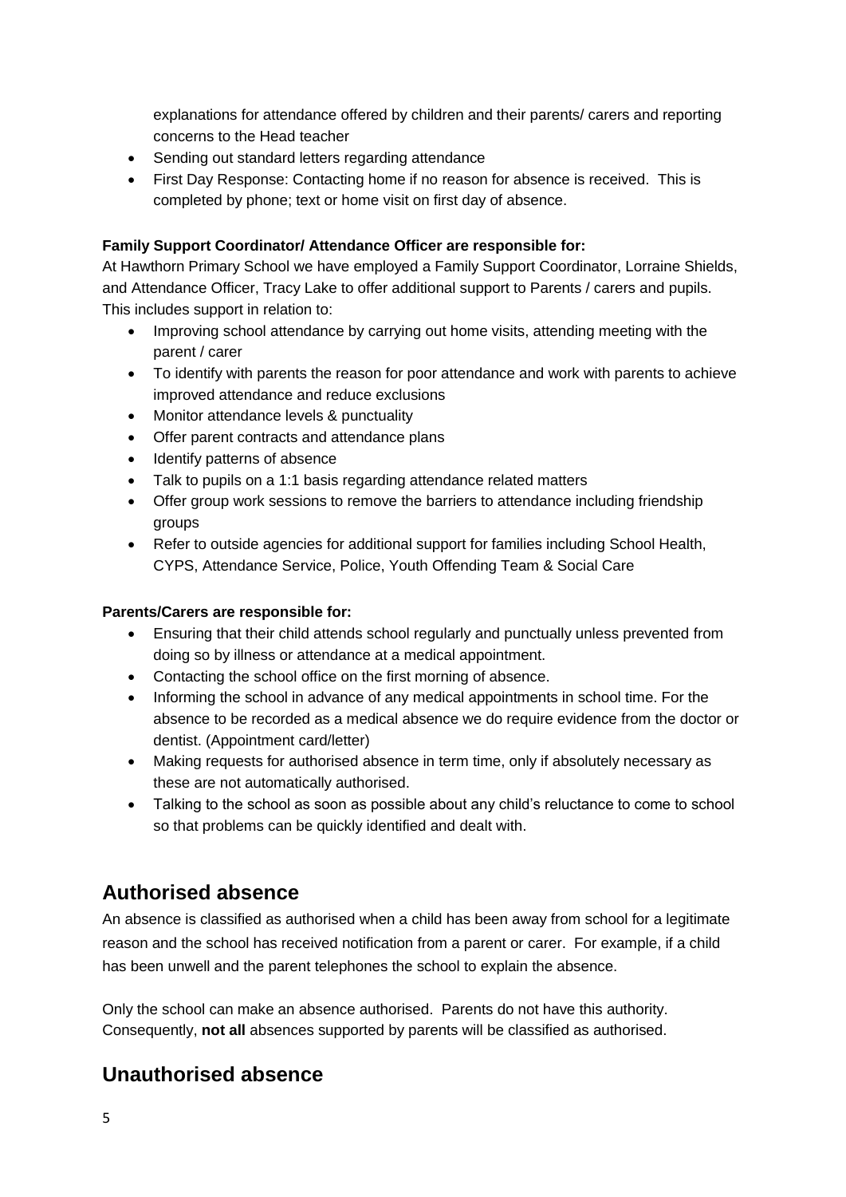explanations for attendance offered by children and their parents/ carers and reporting concerns to the Head teacher

- Sending out standard letters regarding attendance
- First Day Response: Contacting home if no reason for absence is received. This is completed by phone; text or home visit on first day of absence.

**Family Support Coordinator/ Attendance Officer are responsible for:**

At Hawthorn Primary School we have employed a Family Support Coordinator, Lorraine Shields, and Attendance Officer, Tracy Lake to offer additional support to Parents / carers and pupils. This includes support in relation to:

- Improving school attendance by carrying out home visits, attending meeting with the parent / carer
- To identify with parents the reason for poor attendance and work with parents to achieve improved attendance and reduce exclusions
- Monitor attendance levels & punctuality
- Offer parent contracts and attendance plans
- Identify patterns of absence
- Talk to pupils on a 1:1 basis regarding attendance related matters
- Offer group work sessions to remove the barriers to attendance including friendship groups
- Refer to outside agencies for additional support for families including School Health, CYPS, Attendance Service, Police, Youth Offending Team & Social Care

**Parents/Carers are responsible for:**

- Ensuring that their child attends school regularly and punctually unless prevented from doing so by illness or attendance at a medical appointment.
- Contacting the school office on the first morning of absence.
- Informing the school in advance of any medical appointments in school time. For the absence to be recorded as a medical absence we do require evidence from the doctor or dentist. (Appointment card/letter)
- Making requests for authorised absence in term time, only if absolutely necessary as these are not automatically authorised.
- Talking to the school as soon as possible about any child's reluctance to come to school so that problems can be quickly identified and dealt with.

## Authorised absence

An absence is classified as authorised when a child has been away from school for a legitimate reason and the school has received notification from a parent or carer. For example, if a child has been unwell and the parent telephones the school to explain the absence.

Only the school can make an absence authorised. Parents do not have this authority. Consequently, **not all** absences supported by parents will be classified as authorised.

## Unauthorised absence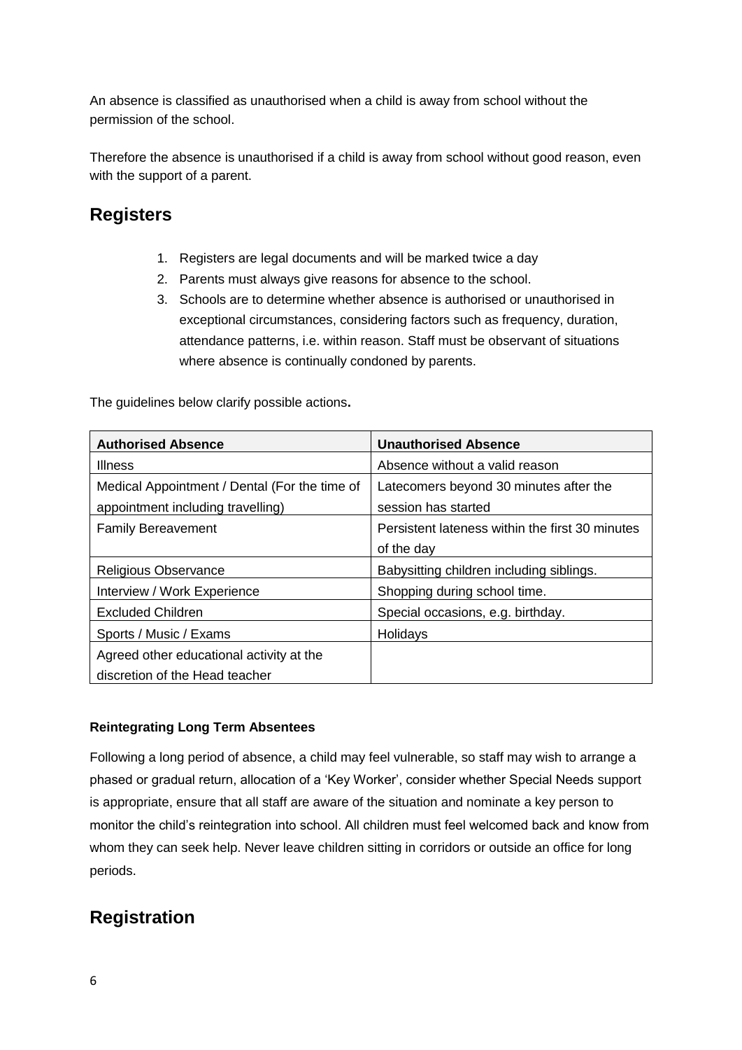An absence is classified as unauthorised when a child is away from school without the permission of the school.

Therefore the absence is unauthorised if a child is away from school without good reason, even with the support of a parent.

## Registers

1. Registers are legal documents and will be marked twice a day
2. Parents must always give reasons for absence to the school.
3. Schools are to determine whether absence is authorised or unauthorised in exceptional circumstances, considering factors such as frequency, duration, attendance patterns, i.e. within reason. Staff must be observant of situations where absence is continually condoned by parents.

The guidelines below clarify possible actions**.**

| Authorised Absence | Unauthorised Absence |
|---|---|
| Illness | Absence without a valid reason |
| Medical Appointment / Dental (For the time of appointment including travelling) | Latecomers beyond 30 minutes after the session has started |
| Family Bereavement | Persistent lateness within the first 30 minutes of the day |
| Religious Observance | Babysitting children including siblings. |
| Interview / Work Experience | Shopping during school time. |
| Excluded Children | Special occasions, e.g. birthday. |
| Sports / Music / Exams | Holidays |
| Agreed other educational activity at the discretion of the Head teacher | |

**Reintegrating Long Term Absentees**

Following a long period of absence, a child may feel vulnerable, so staff may wish to arrange a phased or gradual return, allocation of a 'Key Worker', consider whether Special Needs support is appropriate, ensure that all staff are aware of the situation and nominate a key person to monitor the child's reintegration into school. All children must feel welcomed back and know from whom they can seek help. Never leave children sitting in corridors or outside an office for long periods.

## Registration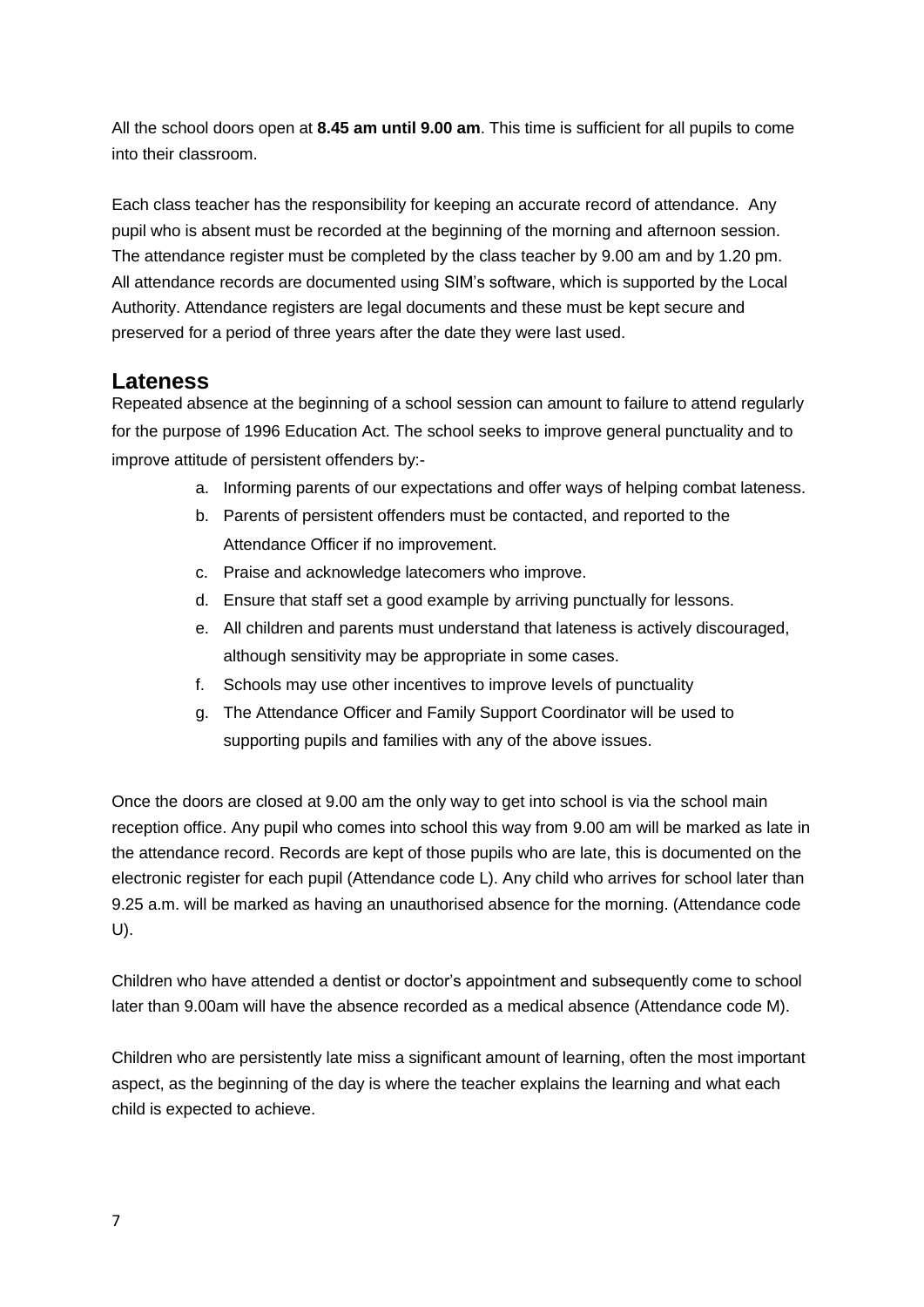All the school doors open at **8.45 am until 9.00 am**. This time is sufficient for all pupils to come into their classroom.

Each class teacher has the responsibility for keeping an accurate record of attendance. Any pupil who is absent must be recorded at the beginning of the morning and afternoon session. The attendance register must be completed by the class teacher by 9.00 am and by 1.20 pm. All attendance records are documented using SIM's software, which is supported by the Local Authority. Attendance registers are legal documents and these must be kept secure and preserved for a period of three years after the date they were last used.

## Lateness

Repeated absence at the beginning of a school session can amount to failure to attend regularly for the purpose of 1996 Education Act. The school seeks to improve general punctuality and to improve attitude of persistent offenders by:-

a. Informing parents of our expectations and offer ways of helping combat lateness.
b. Parents of persistent offenders must be contacted, and reported to the Attendance Officer if no improvement.
c. Praise and acknowledge latecomers who improve.
d. Ensure that staff set a good example by arriving punctually for lessons.
e. All children and parents must understand that lateness is actively discouraged, although sensitivity may be appropriate in some cases.
f. Schools may use other incentives to improve levels of punctuality
g. The Attendance Officer and Family Support Coordinator will be used to supporting pupils and families with any of the above issues.

Once the doors are closed at 9.00 am the only way to get into school is via the school main reception office. Any pupil who comes into school this way from 9.00 am will be marked as late in the attendance record. Records are kept of those pupils who are late, this is documented on the electronic register for each pupil (Attendance code L). Any child who arrives for school later than 9.25 a.m. will be marked as having an unauthorised absence for the morning. (Attendance code U).

Children who have attended a dentist or doctor's appointment and subsequently come to school later than 9.00am will have the absence recorded as a medical absence (Attendance code M).

Children who are persistently late miss a significant amount of learning, often the most important aspect, as the beginning of the day is where the teacher explains the learning and what each child is expected to achieve.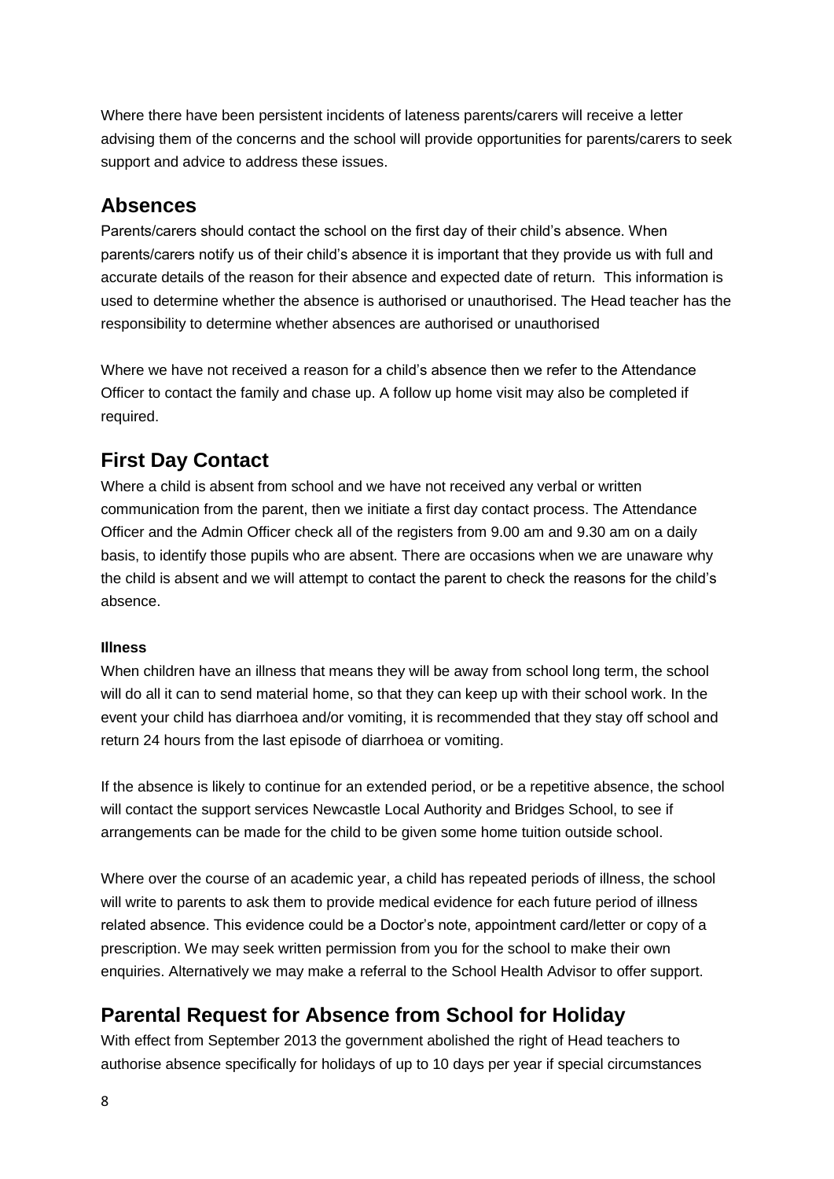Where there have been persistent incidents of lateness parents/carers will receive a letter advising them of the concerns and the school will provide opportunities for parents/carers to seek support and advice to address these issues.

## Absences

Parents/carers should contact the school on the first day of their child's absence. When parents/carers notify us of their child's absence it is important that they provide us with full and accurate details of the reason for their absence and expected date of return. This information is used to determine whether the absence is authorised or unauthorised. The Head teacher has the responsibility to determine whether absences are authorised or unauthorised

Where we have not received a reason for a child's absence then we refer to the Attendance Officer to contact the family and chase up. A follow up home visit may also be completed if required.

## First Day Contact

Where a child is absent from school and we have not received any verbal or written communication from the parent, then we initiate a first day contact process. The Attendance Officer and the Admin Officer check all of the registers from 9.00 am and 9.30 am on a daily basis, to identify those pupils who are absent. There are occasions when we are unaware why the child is absent and we will attempt to contact the parent to check the reasons for the child's absence.

**Illness**

When children have an illness that means they will be away from school long term, the school will do all it can to send material home, so that they can keep up with their school work. In the event your child has diarrhoea and/or vomiting, it is recommended that they stay off school and return 24 hours from the last episode of diarrhoea or vomiting.

If the absence is likely to continue for an extended period, or be a repetitive absence, the school will contact the support services Newcastle Local Authority and Bridges School, to see if arrangements can be made for the child to be given some home tuition outside school.

Where over the course of an academic year, a child has repeated periods of illness, the school will write to parents to ask them to provide medical evidence for each future period of illness related absence. This evidence could be a Doctor's note, appointment card/letter or copy of a prescription. We may seek written permission from you for the school to make their own enquiries. Alternatively we may make a referral to the School Health Advisor to offer support.

## Parental Request for Absence from School for Holiday

With effect from September 2013 the government abolished the right of Head teachers to authorise absence specifically for holidays of up to 10 days per year if special circumstances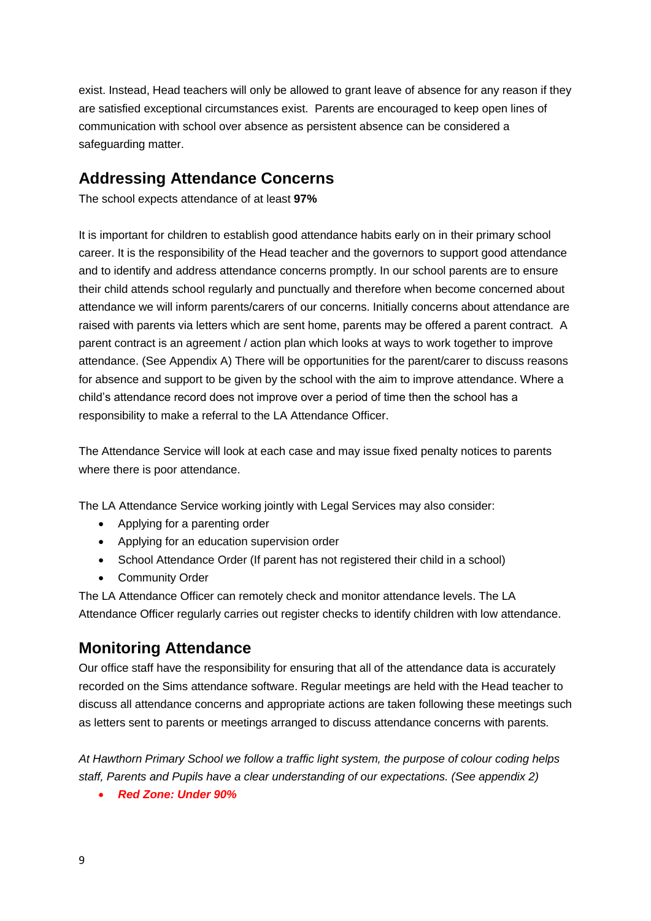exist. Instead, Head teachers will only be allowed to grant leave of absence for any reason if they are satisfied exceptional circumstances exist. Parents are encouraged to keep open lines of communication with school over absence as persistent absence can be considered a safeguarding matter.

## Addressing Attendance Concerns

The school expects attendance of at least **97%**

It is important for children to establish good attendance habits early on in their primary school career. It is the responsibility of the Head teacher and the governors to support good attendance and to identify and address attendance concerns promptly. In our school parents are to ensure their child attends school regularly and punctually and therefore when become concerned about attendance we will inform parents/carers of our concerns. Initially concerns about attendance are raised with parents via letters which are sent home, parents may be offered a parent contract. A parent contract is an agreement / action plan which looks at ways to work together to improve attendance. (See Appendix A) There will be opportunities for the parent/carer to discuss reasons for absence and support to be given by the school with the aim to improve attendance. Where a child's attendance record does not improve over a period of time then the school has a responsibility to make a referral to the LA Attendance Officer.

The Attendance Service will look at each case and may issue fixed penalty notices to parents where there is poor attendance.

The LA Attendance Service working jointly with Legal Services may also consider:

- Applying for a parenting order
- Applying for an education supervision order
- School Attendance Order (If parent has not registered their child in a school)
- Community Order

The LA Attendance Officer can remotely check and monitor attendance levels. The LA Attendance Officer regularly carries out register checks to identify children with low attendance.

## Monitoring Attendance

Our office staff have the responsibility for ensuring that all of the attendance data is accurately recorded on the Sims attendance software. Regular meetings are held with the Head teacher to discuss all attendance concerns and appropriate actions are taken following these meetings such as letters sent to parents or meetings arranged to discuss attendance concerns with parents.

*At Hawthorn Primary School we follow a traffic light system, the purpose of colour coding helps staff, Parents and Pupils have a clear understanding of our expectations. (See appendix 2)*

- ***Red Zone: Under 90%***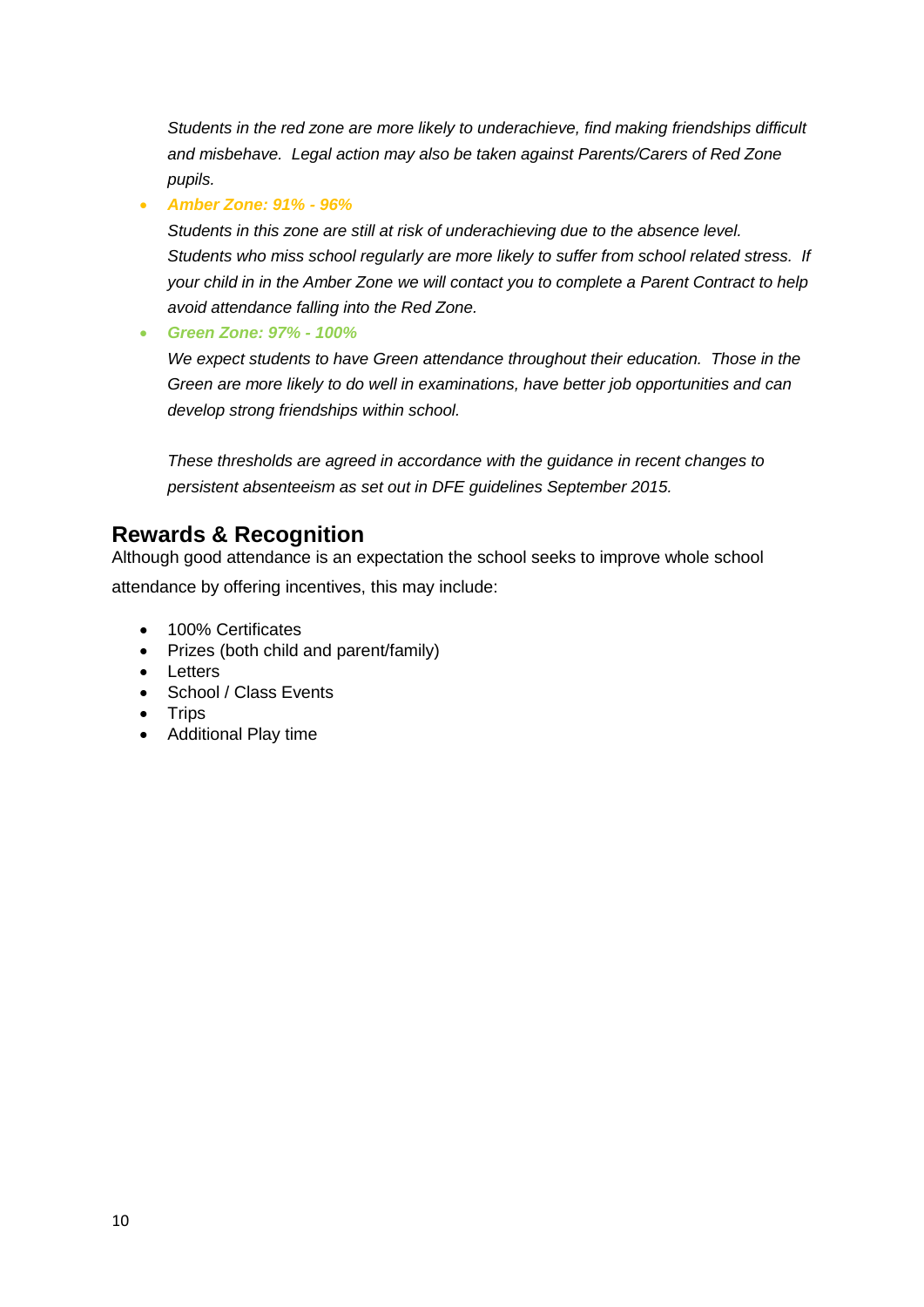*Students in the red zone are more likely to underachieve, find making friendships difficult and misbehave. Legal action may also be taken against Parents/Carers of Red Zone pupils.*

- ***Amber Zone: 91% - 96%***

  *Students in this zone are still at risk of underachieving due to the absence level. Students who miss school regularly are more likely to suffer from school related stress. If your child in in the Amber Zone we will contact you to complete a Parent Contract to help avoid attendance falling into the Red Zone.*

- ***Green Zone: 97% - 100%***

  *We expect students to have Green attendance throughout their education. Those in the Green are more likely to do well in examinations, have better job opportunities and can develop strong friendships within school.*

  *These thresholds are agreed in accordance with the guidance in recent changes to persistent absenteeism as set out in DFE guidelines September 2015.*

## Rewards & Recognition

Although good attendance is an expectation the school seeks to improve whole school attendance by offering incentives, this may include:

- 100% Certificates
- Prizes (both child and parent/family)
- Letters
- School / Class Events
- Trips
- Additional Play time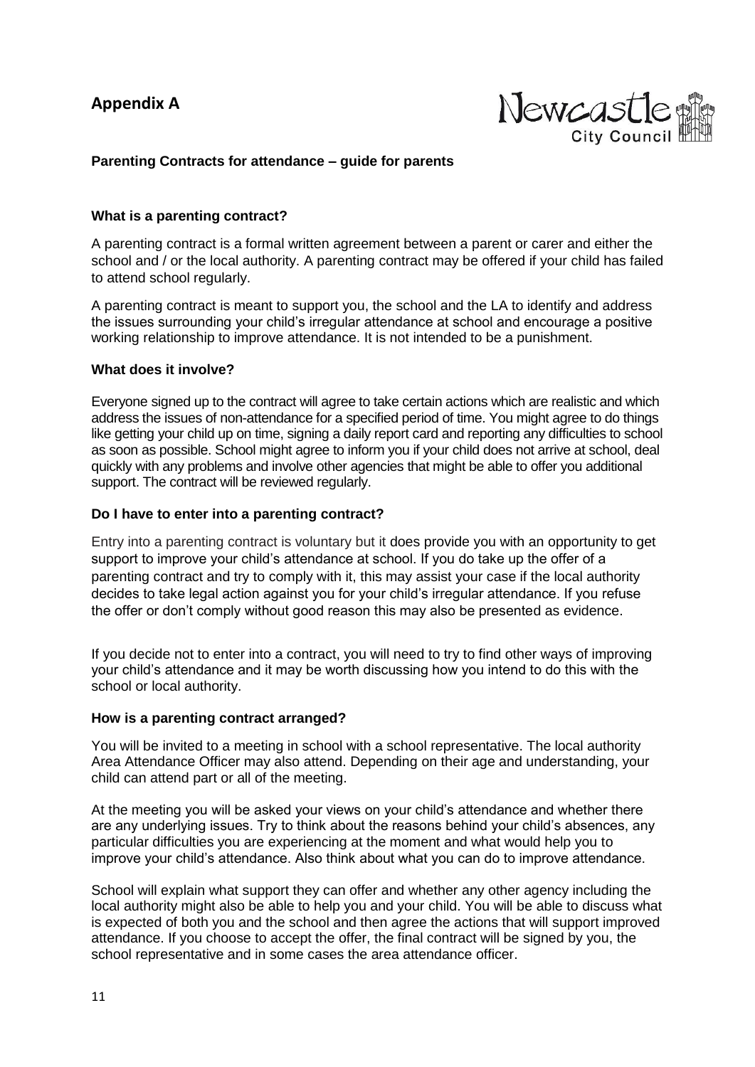# Appendix A

Newcastle City Council

**Parenting Contracts for attendance – guide for parents**

**What is a parenting contract?**

A parenting contract is a formal written agreement between a parent or carer and either the school and / or the local authority. A parenting contract may be offered if your child has failed to attend school regularly.

A parenting contract is meant to support you, the school and the LA to identify and address the issues surrounding your child's irregular attendance at school and encourage a positive working relationship to improve attendance. It is not intended to be a punishment.

**What does it involve?**

Everyone signed up to the contract will agree to take certain actions which are realistic and which address the issues of non-attendance for a specified period of time. You might agree to do things like getting your child up on time, signing a daily report card and reporting any difficulties to school as soon as possible. School might agree to inform you if your child does not arrive at school, deal quickly with any problems and involve other agencies that might be able to offer you additional support. The contract will be reviewed regularly.

**Do I have to enter into a parenting contract?**

Entry into a parenting contract is voluntary but it does provide you with an opportunity to get support to improve your child's attendance at school. If you do take up the offer of a parenting contract and try to comply with it, this may assist your case if the local authority decides to take legal action against you for your child's irregular attendance. If you refuse the offer or don't comply without good reason this may also be presented as evidence.

If you decide not to enter into a contract, you will need to try to find other ways of improving your child's attendance and it may be worth discussing how you intend to do this with the school or local authority.

**How is a parenting contract arranged?**

You will be invited to a meeting in school with a school representative. The local authority Area Attendance Officer may also attend. Depending on their age and understanding, your child can attend part or all of the meeting.

At the meeting you will be asked your views on your child's attendance and whether there are any underlying issues. Try to think about the reasons behind your child's absences, any particular difficulties you are experiencing at the moment and what would help you to improve your child's attendance. Also think about what you can do to improve attendance.

School will explain what support they can offer and whether any other agency including the local authority might also be able to help you and your child. You will be able to discuss what is expected of both you and the school and then agree the actions that will support improved attendance. If you choose to accept the offer, the final contract will be signed by you, the school representative and in some cases the area attendance officer.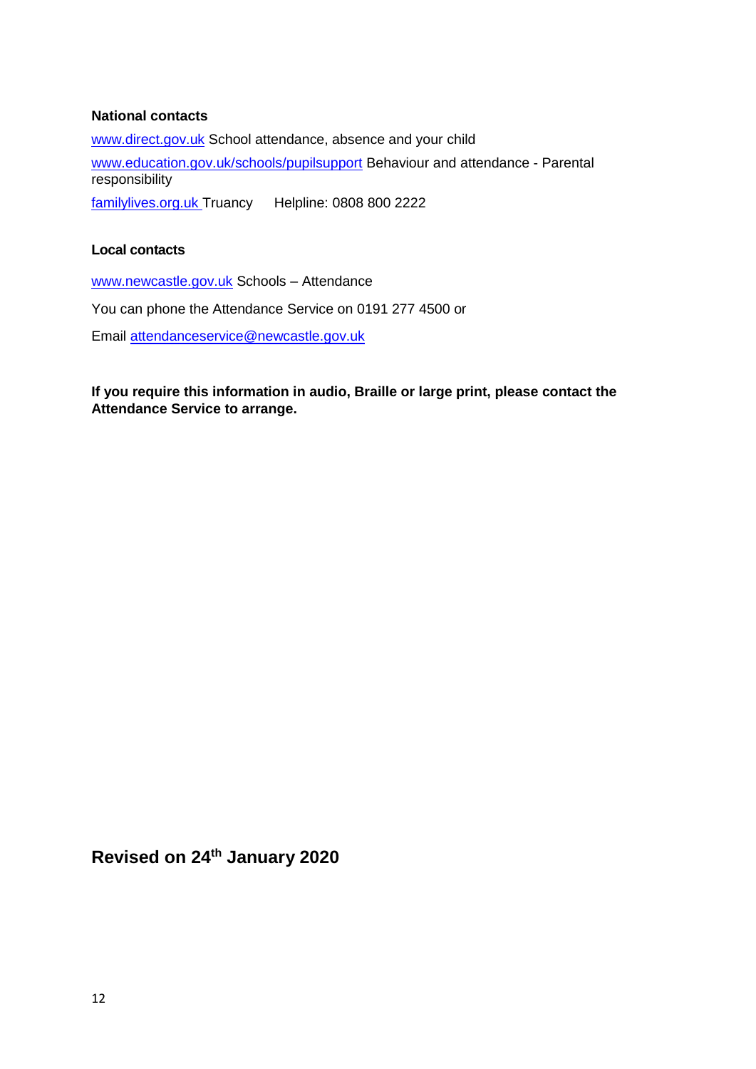**National contacts**

www.direct.gov.uk School attendance, absence and your child

www.education.gov.uk/schools/pupilsupport Behaviour and attendance - Parental responsibility

familylives.org.uk Truancy Helpline: 0808 800 2222

**Local contacts**

www.newcastle.gov.uk Schools – Attendance

You can phone the Attendance Service on 0191 277 4500 or

Email attendanceservice@newcastle.gov.uk

**If you require this information in audio, Braille or large print, please contact the Attendance Service to arrange.**

## Revised on 24th January 2020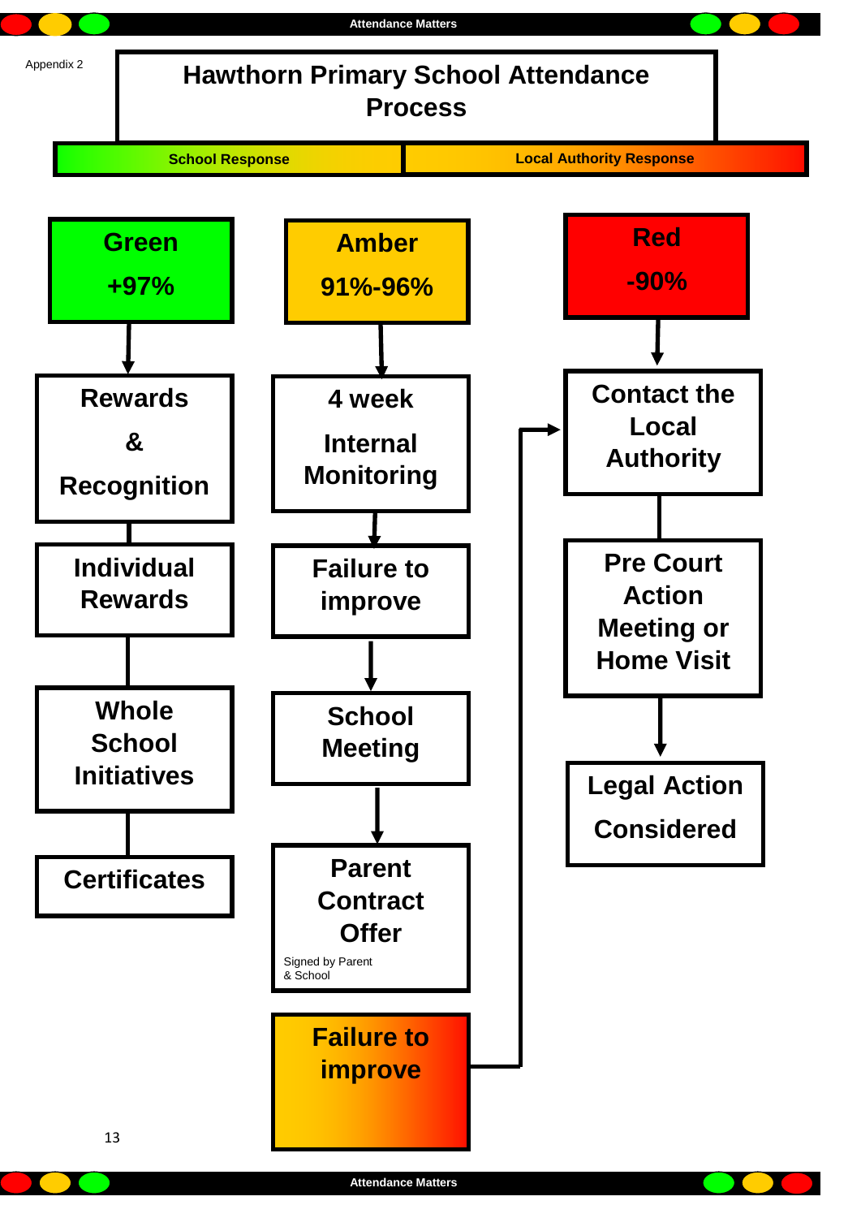Appendix 2

# Hawthorn Primary School Attendance Process

School Response

Local Authority Response

**Green**
**+97%**

Rewards & Recognition

Individual Rewards

Whole School Initiatives

Certificates

**Amber**
**91%-96%**

4 week Internal Monitoring

Failure to improve

School Meeting

Parent Contract Offer
Signed by Parent & School

Failure to improve

**Red**
**-90%**

Contact the Local Authority

Pre Court Action Meeting or Home Visit

Legal Action Considered